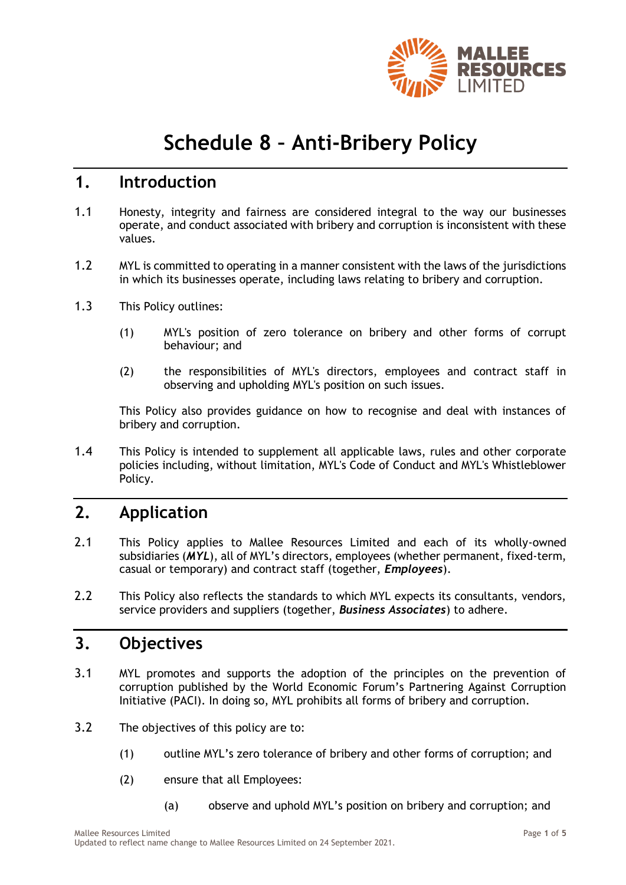# Schedule 8 – Anti-Bribery Policy

## 1. Introduction

1.1 Honesty, integrity and fairness are considered integral to the way our businesses operate, and conduct associated with bribery and corruption is inconsistent with these values.

1.2 MYL is committed to operating in a manner consistent with the laws of the jurisdictions in which its businesses operate, including laws relating to bribery and corruption.

1.3 This Policy outlines:

(1) MYL's position of zero tolerance on bribery and other forms of corrupt behaviour; and

(2) the responsibilities of MYL's directors, employees and contract staff in observing and upholding MYL's position on such issues.

This Policy also provides guidance on how to recognise and deal with instances of bribery and corruption.

1.4 This Policy is intended to supplement all applicable laws, rules and other corporate policies including, without limitation, MYL's Code of Conduct and MYL's Whistleblower Policy.

## 2. Application

2.1 This Policy applies to Mallee Resources Limited and each of its wholly-owned subsidiaries (***MYL***), all of MYL's directors, employees (whether permanent, fixed-term, casual or temporary) and contract staff (together, ***Employees***).

2.2 This Policy also reflects the standards to which MYL expects its consultants, vendors, service providers and suppliers (together, ***Business Associates***) to adhere.

## 3. Objectives

3.1 MYL promotes and supports the adoption of the principles on the prevention of corruption published by the World Economic Forum's Partnering Against Corruption Initiative (PACI). In doing so, MYL prohibits all forms of bribery and corruption.

3.2 The objectives of this policy are to:

(1) outline MYL's zero tolerance of bribery and other forms of corruption; and

(2) ensure that all Employees:

(a) observe and uphold MYL's position on bribery and corruption; and

Mallee Resources Limited
Updated to reflect name change to Mallee Resources Limited on 24 September 2021.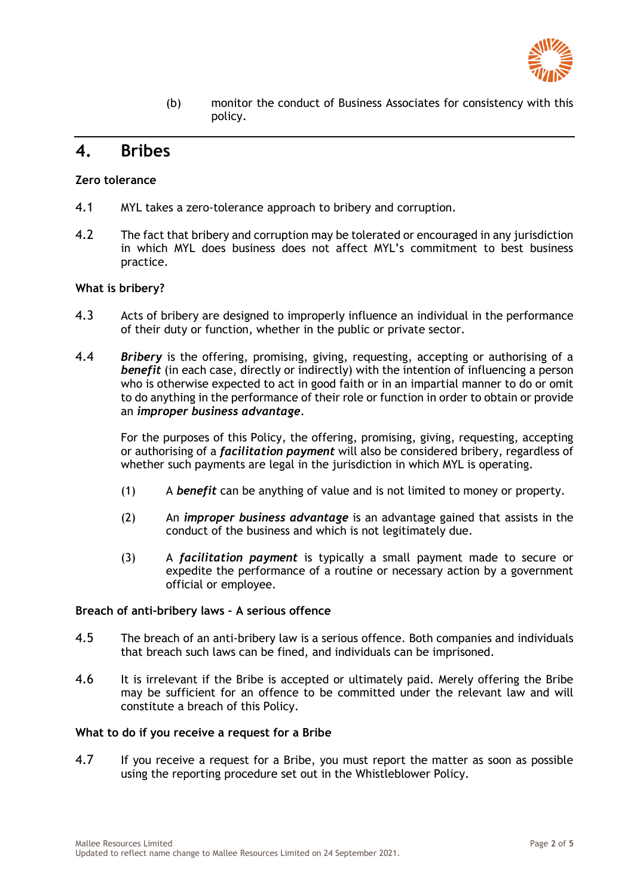(b) monitor the conduct of Business Associates for consistency with this policy.

## 4. Bribes

**Zero tolerance**

4.1 MYL takes a zero-tolerance approach to bribery and corruption.

4.2 The fact that bribery and corruption may be tolerated or encouraged in any jurisdiction in which MYL does business does not affect MYL's commitment to best business practice.

**What is bribery?**

4.3 Acts of bribery are designed to improperly influence an individual in the performance of their duty or function, whether in the public or private sector.

4.4 ***Bribery*** is the offering, promising, giving, requesting, accepting or authorising of a ***benefit*** (in each case, directly or indirectly) with the intention of influencing a person who is otherwise expected to act in good faith or in an impartial manner to do or omit to do anything in the performance of their role or function in order to obtain or provide an ***improper business advantage***.

For the purposes of this Policy, the offering, promising, giving, requesting, accepting or authorising of a ***facilitation payment*** will also be considered bribery, regardless of whether such payments are legal in the jurisdiction in which MYL is operating.

(1) A ***benefit*** can be anything of value and is not limited to money or property.

(2) An ***improper business advantage*** is an advantage gained that assists in the conduct of the business and which is not legitimately due.

(3) A ***facilitation payment*** is typically a small payment made to secure or expedite the performance of a routine or necessary action by a government official or employee.

**Breach of anti-bribery laws – A serious offence**

4.5 The breach of an anti-bribery law is a serious offence. Both companies and individuals that breach such laws can be fined, and individuals can be imprisoned.

4.6 It is irrelevant if the Bribe is accepted or ultimately paid. Merely offering the Bribe may be sufficient for an offence to be committed under the relevant law and will constitute a breach of this Policy.

**What to do if you receive a request for a Bribe**

4.7 If you receive a request for a Bribe, you must report the matter as soon as possible using the reporting procedure set out in the Whistleblower Policy.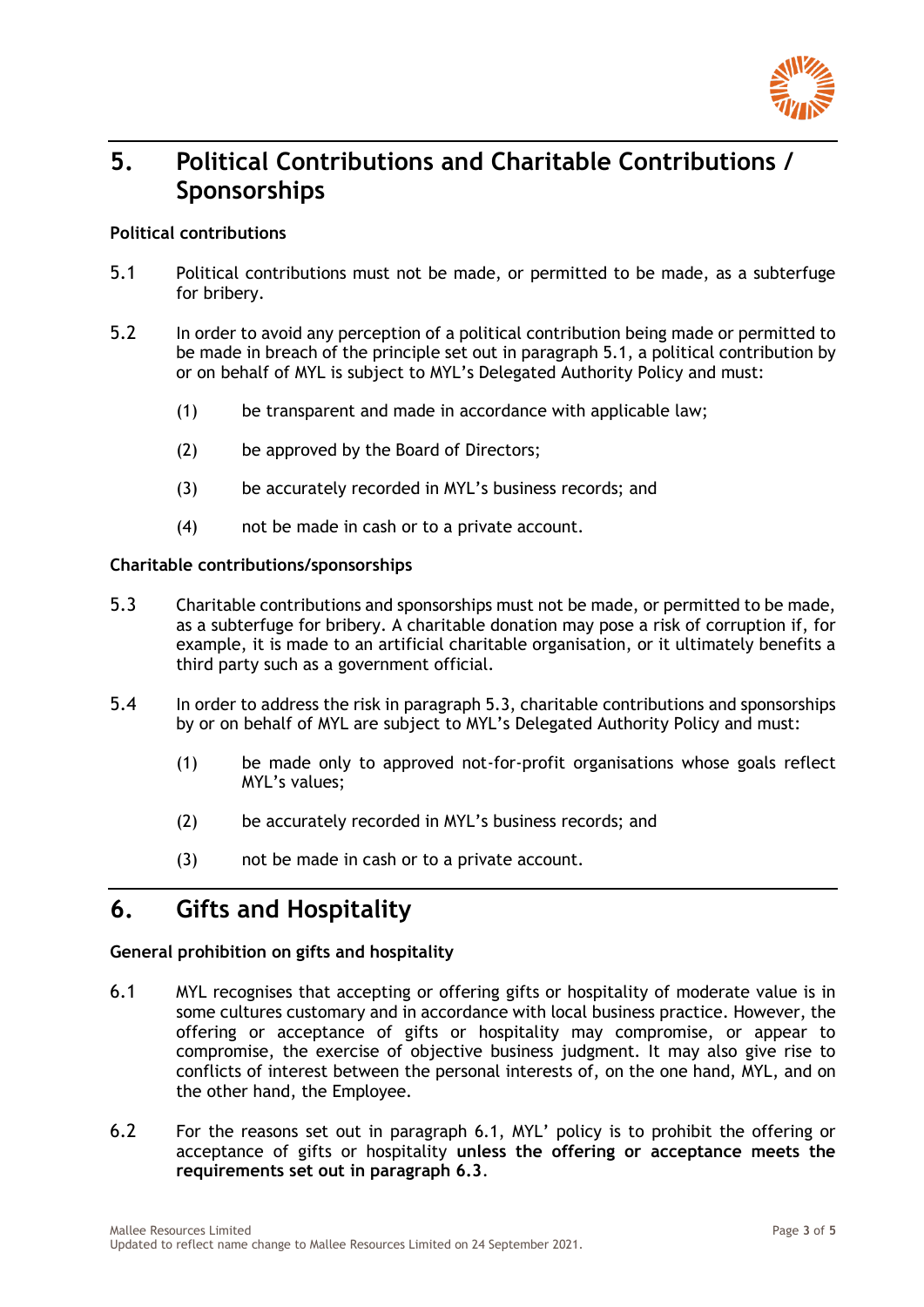## 5. Political Contributions and Charitable Contributions / Sponsorships

**Political contributions**

5.1 Political contributions must not be made, or permitted to be made, as a subterfuge for bribery.

5.2 In order to avoid any perception of a political contribution being made or permitted to be made in breach of the principle set out in paragraph 5.1, a political contribution by or on behalf of MYL is subject to MYL's Delegated Authority Policy and must:

(1) be transparent and made in accordance with applicable law;

(2) be approved by the Board of Directors;

(3) be accurately recorded in MYL's business records; and

(4) not be made in cash or to a private account.

**Charitable contributions/sponsorships**

5.3 Charitable contributions and sponsorships must not be made, or permitted to be made, as a subterfuge for bribery. A charitable donation may pose a risk of corruption if, for example, it is made to an artificial charitable organisation, or it ultimately benefits a third party such as a government official.

5.4 In order to address the risk in paragraph 5.3, charitable contributions and sponsorships by or on behalf of MYL are subject to MYL's Delegated Authority Policy and must:

(1) be made only to approved not-for-profit organisations whose goals reflect MYL's values;

(2) be accurately recorded in MYL's business records; and

(3) not be made in cash or to a private account.

## 6. Gifts and Hospitality

**General prohibition on gifts and hospitality**

6.1 MYL recognises that accepting or offering gifts or hospitality of moderate value is in some cultures customary and in accordance with local business practice. However, the offering or acceptance of gifts or hospitality may compromise, or appear to compromise, the exercise of objective business judgment. It may also give rise to conflicts of interest between the personal interests of, on the one hand, MYL, and on the other hand, the Employee.

6.2 For the reasons set out in paragraph 6.1, MYL' policy is to prohibit the offering or acceptance of gifts or hospitality **unless the offering or acceptance meets the requirements set out in paragraph 6.3**.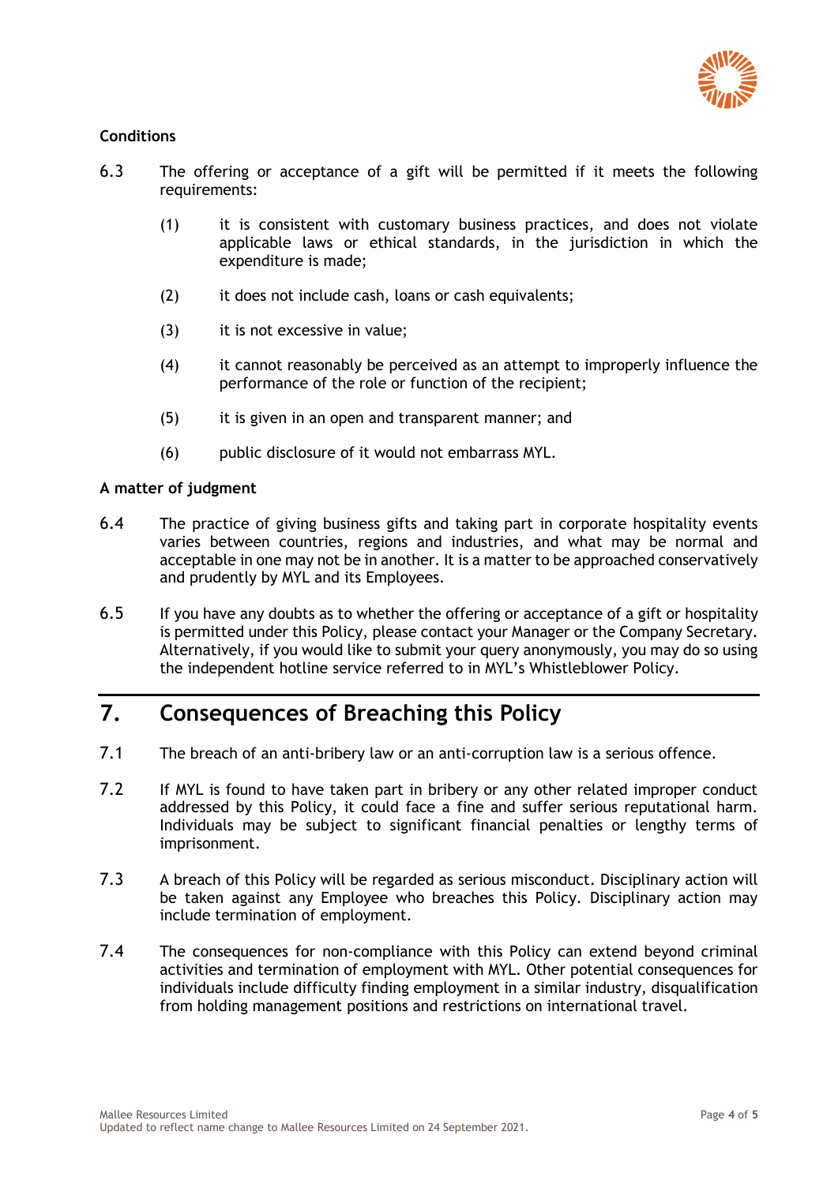**Conditions**

6.3 The offering or acceptance of a gift will be permitted if it meets the following requirements:

(1) it is consistent with customary business practices, and does not violate applicable laws or ethical standards, in the jurisdiction in which the expenditure is made;

(2) it does not include cash, loans or cash equivalents;

(3) it is not excessive in value;

(4) it cannot reasonably be perceived as an attempt to improperly influence the performance of the role or function of the recipient;

(5) it is given in an open and transparent manner; and

(6) public disclosure of it would not embarrass MYL.

**A matter of judgment**

6.4 The practice of giving business gifts and taking part in corporate hospitality events varies between countries, regions and industries, and what may be normal and acceptable in one may not be in another. It is a matter to be approached conservatively and prudently by MYL and its Employees.

6.5 If you have any doubts as to whether the offering or acceptance of a gift or hospitality is permitted under this Policy, please contact your Manager or the Company Secretary. Alternatively, if you would like to submit your query anonymously, you may do so using the independent hotline service referred to in MYL's Whistleblower Policy.

## 7. Consequences of Breaching this Policy

7.1 The breach of an anti-bribery law or an anti-corruption law is a serious offence.

7.2 If MYL is found to have taken part in bribery or any other related improper conduct addressed by this Policy, it could face a fine and suffer serious reputational harm. Individuals may be subject to significant financial penalties or lengthy terms of imprisonment.

7.3 A breach of this Policy will be regarded as serious misconduct. Disciplinary action will be taken against any Employee who breaches this Policy. Disciplinary action may include termination of employment.

7.4 The consequences for non-compliance with this Policy can extend beyond criminal activities and termination of employment with MYL. Other potential consequences for individuals include difficulty finding employment in a similar industry, disqualification from holding management positions and restrictions on international travel.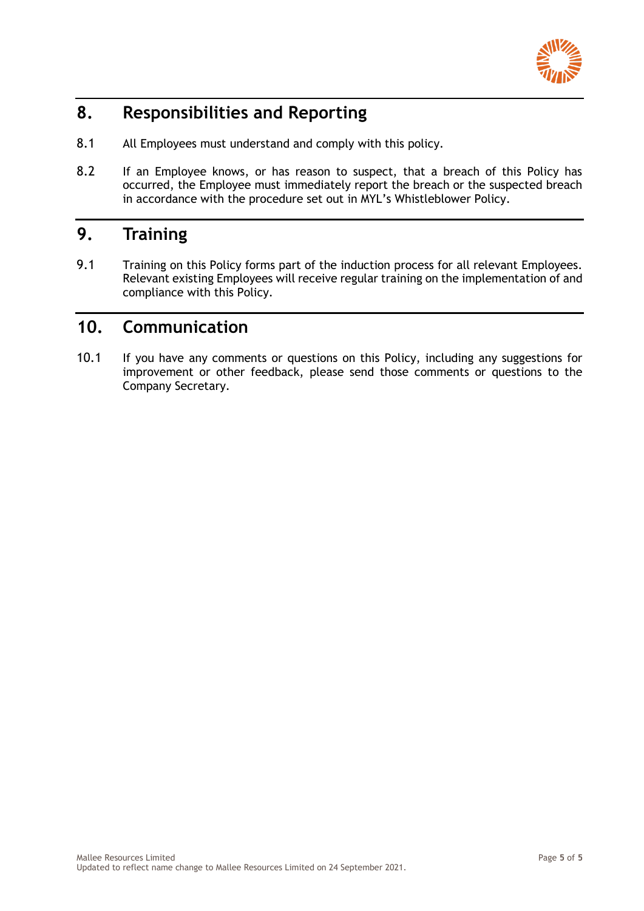## 8. Responsibilities and Reporting

8.1 All Employees must understand and comply with this policy.

8.2 If an Employee knows, or has reason to suspect, that a breach of this Policy has occurred, the Employee must immediately report the breach or the suspected breach in accordance with the procedure set out in MYL's Whistleblower Policy.

## 9. Training

9.1 Training on this Policy forms part of the induction process for all relevant Employees. Relevant existing Employees will receive regular training on the implementation of and compliance with this Policy.

## 10. Communication

10.1 If you have any comments or questions on this Policy, including any suggestions for improvement or other feedback, please send those comments or questions to the Company Secretary.